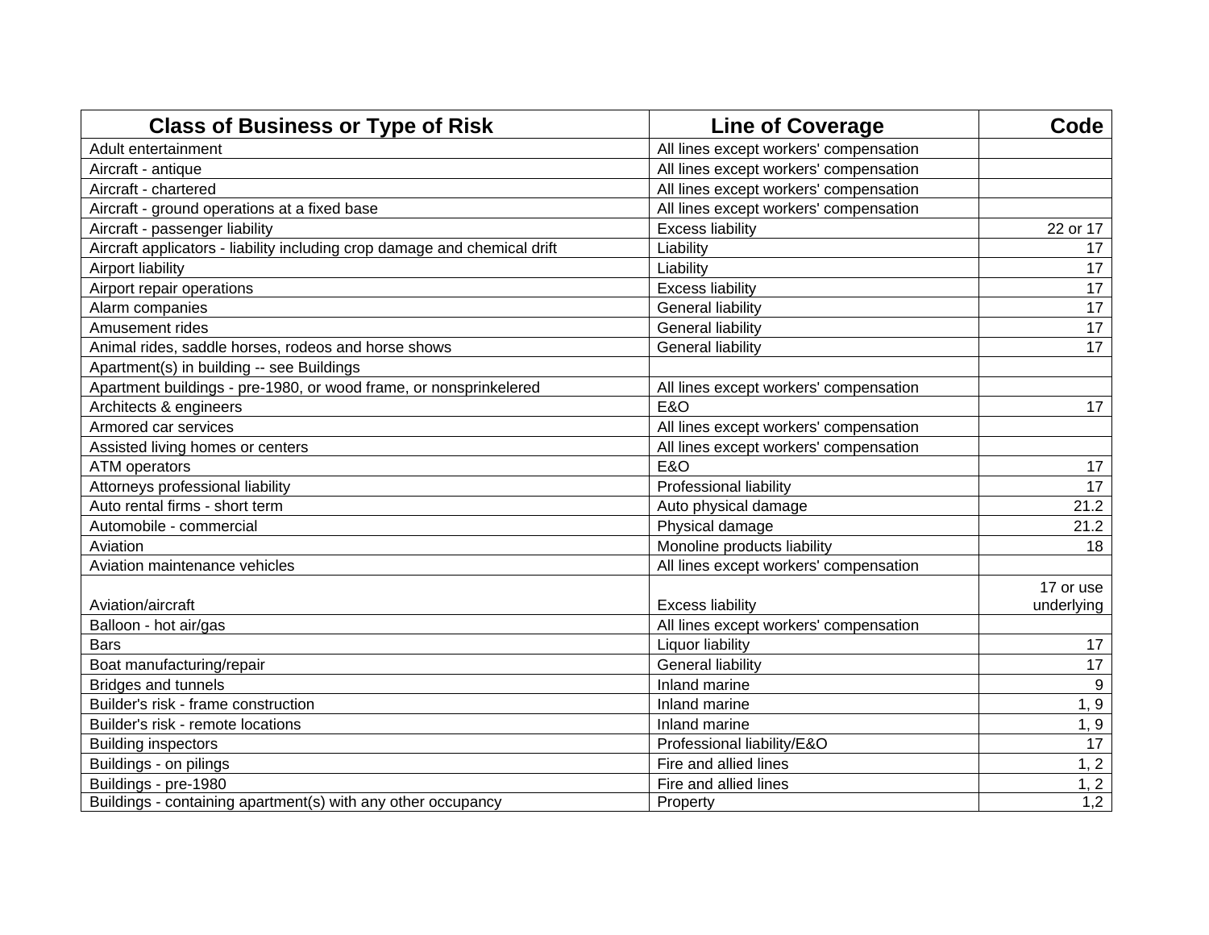| Class of Business or Type of Risk | Line of Coverage | Code |
|---|---|---|
| Adult entertainment | All lines except workers' compensation | |
| Aircraft - antique | All lines except workers' compensation | |
| Aircraft - chartered | All lines except workers' compensation | |
| Aircraft - ground operations at a fixed base | All lines except workers' compensation | |
| Aircraft - passenger liability | Excess liability | 22 or 17 |
| Aircraft applicators - liability including crop damage and chemical drift | Liability | 17 |
| Airport liability | Liability | 17 |
| Airport repair operations | Excess liability | 17 |
| Alarm companies | General liability | 17 |
| Amusement rides | General liability | 17 |
| Animal rides, saddle horses, rodeos and horse shows | General liability | 17 |
| Apartment(s) in building -- see Buildings | | |
| Apartment buildings - pre-1980, or wood frame, or nonsprinkelered | All lines except workers' compensation | |
| Architects & engineers | E&O | 17 |
| Armored car services | All lines except workers' compensation | |
| Assisted living homes or centers | All lines except workers' compensation | |
| ATM operators | E&O | 17 |
| Attorneys professional liability | Professional liability | 17 |
| Auto rental firms - short term | Auto physical damage | 21.2 |
| Automobile - commercial | Physical damage | 21.2 |
| Aviation | Monoline products liability | 18 |
| Aviation maintenance vehicles | All lines except workers' compensation | |
| Aviation/aircraft | Excess liability | 17 or use underlying |
| Balloon - hot air/gas | All lines except workers' compensation | |
| Bars | Liquor liability | 17 |
| Boat manufacturing/repair | General liability | 17 |
| Bridges and tunnels | Inland marine | 9 |
| Builder's risk - frame construction | Inland marine | 1, 9 |
| Builder's risk - remote locations | Inland marine | 1, 9 |
| Building inspectors | Professional liability/E&O | 17 |
| Buildings - on pilings | Fire and allied lines | 1, 2 |
| Buildings - pre-1980 | Fire and allied lines | 1, 2 |
| Buildings - containing apartment(s) with any other occupancy | Property | 1,2 |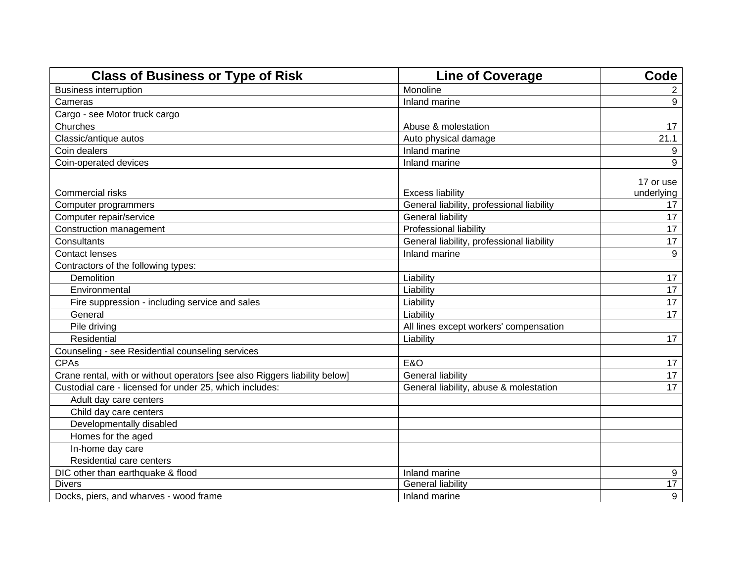| Class of Business or Type of Risk | Line of Coverage | Code |
|---|---|---|
| Business interruption | Monoline | 2 |
| Cameras | Inland marine | 9 |
| Cargo - see Motor truck cargo | | |
| Churches | Abuse & molestation | 17 |
| Classic/antique autos | Auto physical damage | 21.1 |
| Coin dealers | Inland marine | 9 |
| Coin-operated devices | Inland marine | 9 |
| Commercial risks | Excess liability | 17 or use underlying |
| Computer programmers | General liability, professional liability | 17 |
| Computer repair/service | General liability | 17 |
| Construction management | Professional liability | 17 |
| Consultants | General liability, professional liability | 17 |
| Contact lenses | Inland marine | 9 |
| Contractors of the following types: | | |
| Demolition | Liability | 17 |
| Environmental | Liability | 17 |
| Fire suppression - including service and sales | Liability | 17 |
| General | Liability | 17 |
| Pile driving | All lines except workers' compensation | |
| Residential | Liability | 17 |
| Counseling - see Residential counseling services | | |
| CPAs | E&O | 17 |
| Crane rental, with or without operators [see also Riggers liability below] | General liability | 17 |
| Custodial care - licensed for under 25, which includes: | General liability, abuse & molestation | 17 |
| Adult day care centers | | |
| Child day care centers | | |
| Developmentally disabled | | |
| Homes for the aged | | |
| In-home day care | | |
| Residential care centers | | |
| DIC other than earthquake & flood | Inland marine | 9 |
| Divers | General liability | 17 |
| Docks, piers, and wharves - wood frame | Inland marine | 9 |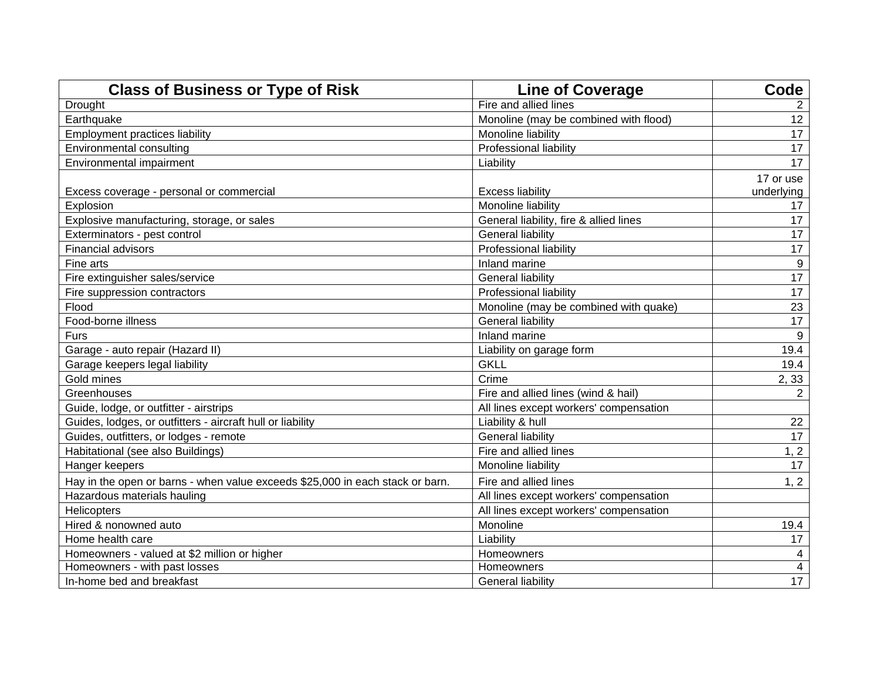| Class of Business or Type of Risk | Line of Coverage | Code |
|---|---|---|
| Drought | Fire and allied lines | 2 |
| Earthquake | Monoline (may be combined with flood) | 12 |
| Employment practices liability | Monoline liability | 17 |
| Environmental consulting | Professional liability | 17 |
| Environmental impairment | Liability | 17 |
| Excess coverage - personal or commercial | Excess liability | 17 or use underlying |
| Explosion | Monoline liability | 17 |
| Explosive manufacturing, storage, or sales | General liability, fire & allied lines | 17 |
| Exterminators - pest control | General liability | 17 |
| Financial advisors | Professional liability | 17 |
| Fine arts | Inland marine | 9 |
| Fire extinguisher sales/service | General liability | 17 |
| Fire suppression contractors | Professional liability | 17 |
| Flood | Monoline (may be combined with quake) | 23 |
| Food-borne illness | General liability | 17 |
| Furs | Inland marine | 9 |
| Garage - auto repair (Hazard II) | Liability on garage form | 19.4 |
| Garage keepers legal liability | GKLL | 19.4 |
| Gold mines | Crime | 2, 33 |
| Greenhouses | Fire and allied lines (wind & hail) | 2 |
| Guide, lodge, or outfitter - airstrips | All lines except workers' compensation | |
| Guides, lodges, or outfitters - aircraft hull or liability | Liability & hull | 22 |
| Guides, outfitters, or lodges - remote | General liability | 17 |
| Habitational (see also Buildings) | Fire and allied lines | 1, 2 |
| Hanger keepers | Monoline liability | 17 |
| Hay in the open or barns - when value exceeds $25,000 in each stack or barn. | Fire and allied lines | 1, 2 |
| Hazardous materials hauling | All lines except workers' compensation | |
| Helicopters | All lines except workers' compensation | |
| Hired & nonowned auto | Monoline | 19.4 |
| Home health care | Liability | 17 |
| Homeowners - valued at $2 million or higher | Homeowners | 4 |
| Homeowners - with past losses | Homeowners | 4 |
| In-home bed and breakfast | General liability | 17 |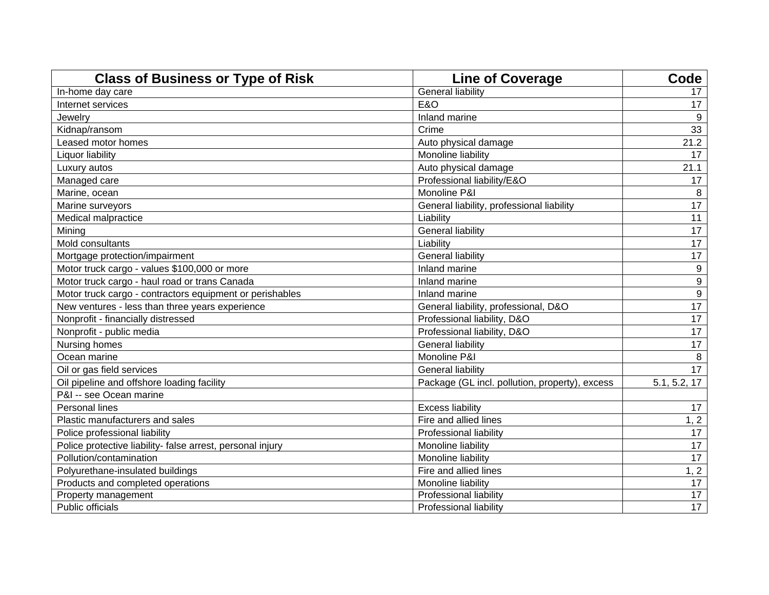| Class of Business or Type of Risk | Line of Coverage | Code |
|---|---|---|
| In-home day care | General liability | 17 |
| Internet services | E&O | 17 |
| Jewelry | Inland marine | 9 |
| Kidnap/ransom | Crime | 33 |
| Leased motor homes | Auto physical damage | 21.2 |
| Liquor liability | Monoline liability | 17 |
| Luxury autos | Auto physical damage | 21.1 |
| Managed care | Professional liability/E&O | 17 |
| Marine, ocean | Monoline P&I | 8 |
| Marine surveyors | General liability, professional liability | 17 |
| Medical malpractice | Liability | 11 |
| Mining | General liability | 17 |
| Mold consultants | Liability | 17 |
| Mortgage protection/impairment | General liability | 17 |
| Motor truck cargo - values $100,000 or more | Inland marine | 9 |
| Motor truck cargo - haul road or trans Canada | Inland marine | 9 |
| Motor truck cargo - contractors equipment or perishables | Inland marine | 9 |
| New ventures - less than three years experience | General liability, professional, D&O | 17 |
| Nonprofit - financially distressed | Professional liability, D&O | 17 |
| Nonprofit - public media | Professional liability, D&O | 17 |
| Nursing homes | General liability | 17 |
| Ocean marine | Monoline P&I | 8 |
| Oil or gas field services | General liability | 17 |
| Oil pipeline and offshore loading facility | Package (GL incl. pollution, property), excess | 5.1, 5.2, 17 |
| P&I -- see Ocean marine | | |
| Personal lines | Excess liability | 17 |
| Plastic manufacturers and sales | Fire and allied lines | 1, 2 |
| Police professional liability | Professional liability | 17 |
| Police protective liability- false arrest, personal injury | Monoline liability | 17 |
| Pollution/contamination | Monoline liability | 17 |
| Polyurethane-insulated buildings | Fire and allied lines | 1, 2 |
| Products and completed operations | Monoline liability | 17 |
| Property management | Professional liability | 17 |
| Public officials | Professional liability | 17 |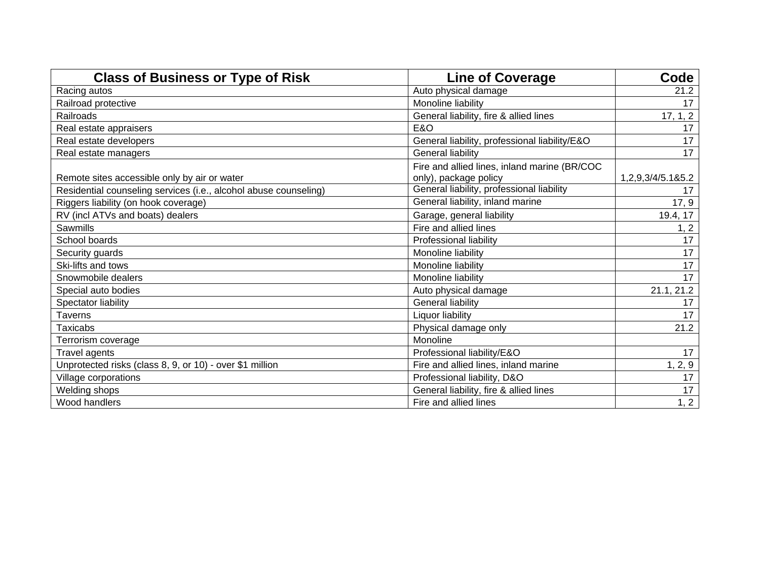| Class of Business or Type of Risk | Line of Coverage | Code |
|---|---|---|
| Racing autos | Auto physical damage | 21.2 |
| Railroad protective | Monoline liability | 17 |
| Railroads | General liability, fire & allied lines | 17, 1, 2 |
| Real estate appraisers | E&O | 17 |
| Real estate developers | General liability, professional liability/E&O | 17 |
| Real estate managers | General liability | 17 |
| Remote sites accessible only by air or water | Fire and allied lines, inland marine (BR/COC only), package policy | 1,2,9,3/4/5.1&5.2 |
| Residential counseling services (i.e., alcohol abuse counseling) | General liability, professional liability | 17 |
| Riggers liability (on hook coverage) | General liability, inland marine | 17, 9 |
| RV (incl ATVs and boats) dealers | Garage, general liability | 19.4, 17 |
| Sawmills | Fire and allied lines | 1, 2 |
| School boards | Professional liability | 17 |
| Security guards | Monoline liability | 17 |
| Ski-lifts and tows | Monoline liability | 17 |
| Snowmobile dealers | Monoline liability | 17 |
| Special auto bodies | Auto physical damage | 21.1, 21.2 |
| Spectator liability | General liability | 17 |
| Taverns | Liquor liability | 17 |
| Taxicabs | Physical damage only | 21.2 |
| Terrorism coverage | Monoline | |
| Travel agents | Professional liability/E&O | 17 |
| Unprotected risks (class 8, 9, or 10) - over $1 million | Fire and allied lines, inland marine | 1, 2, 9 |
| Village corporations | Professional liability, D&O | 17 |
| Welding shops | General liability, fire & allied lines | 17 |
| Wood handlers | Fire and allied lines | 1, 2 |